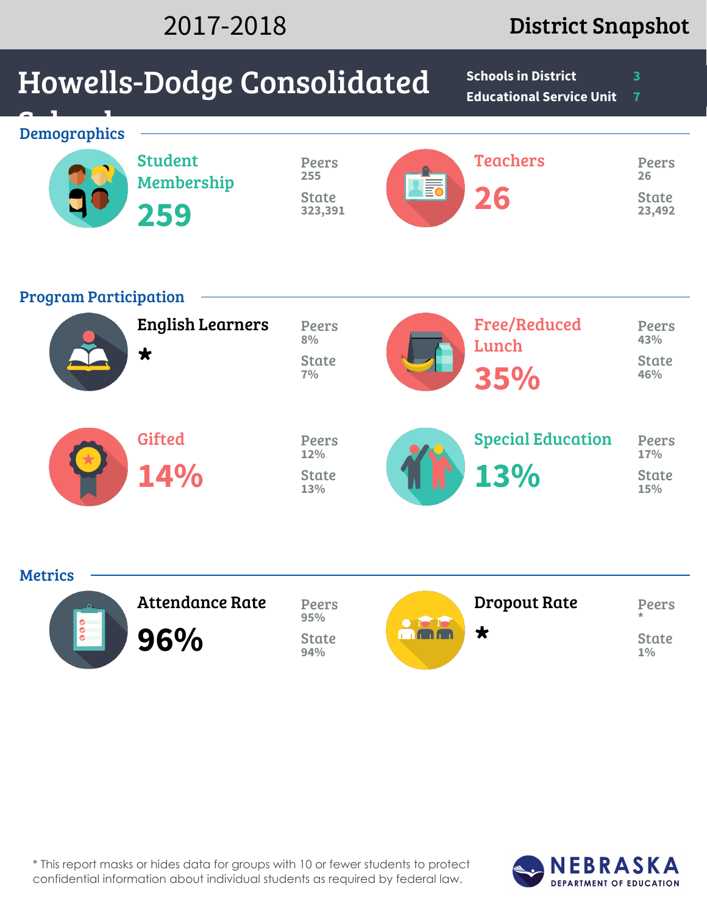2017-2018

**District Snapshot**

# Howells-Dodge Consolidated Schools

**Schools in District** 3
**Educational Service Unit** 7

## Demographics

**Student Membership**
**259**

Peers 255
State 323,391

**Teachers**
**26**

Peers 26
State 23,492

## Program Participation

**English Learners**
*

Peers 8%
State 7%

**Free/Reduced Lunch**
**35%**

Peers 43%
State 46%

**Gifted**
**14%**

Peers 12%
State 13%

**Special Education**
**13%**

Peers 17%
State 15%

## Metrics

**Attendance Rate**
**96%**

Peers 95%
State 94%

**Dropout Rate**
*

Peers *
State 1%

* This report masks or hides data for groups with 10 or fewer students to protect confidential information about individual students as required by federal law.

NEBRASKA DEPARTMENT OF EDUCATION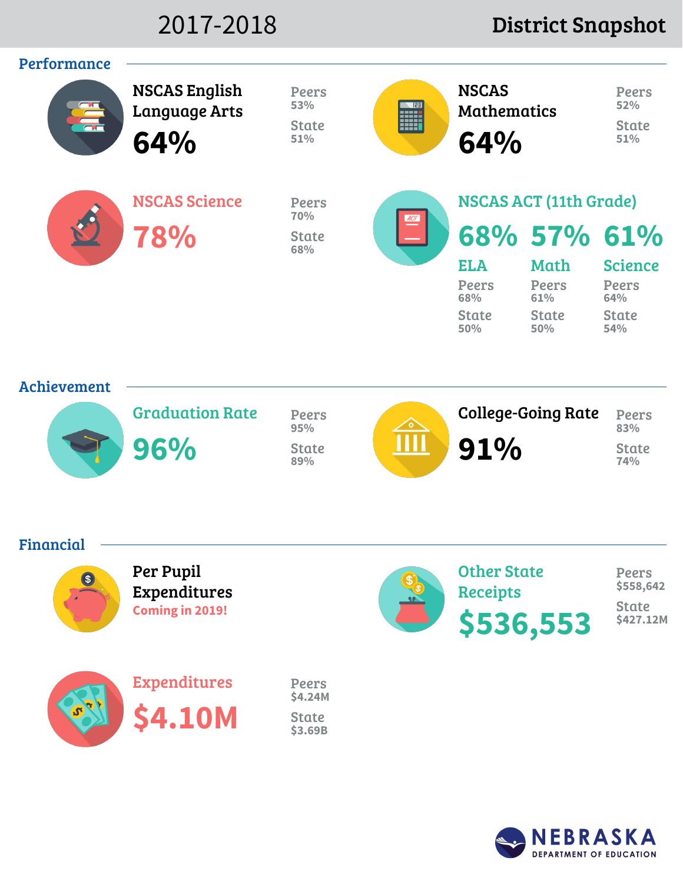# 2017-2018 District Snapshot

## Performance

**NSCAS English Language Arts**
**64%**
Peers 53%
State 51%

**NSCAS Mathematics**
**64%**
Peers 52%
State 51%

**NSCAS Science**
**78%**
Peers 70%
State 68%

**NSCAS ACT (11th Grade)**

| | ELA | Math | Science |
|---|---|---|---|
| District | 68% | 57% | 61% |
| Peers | 68% | 61% | 64% |
| State | 50% | 50% | 54% |

## Achievement

**Graduation Rate**
**96%**
Peers 95%
State 89%

**College-Going Rate**
**91%**
Peers 83%
State 74%

## Financial

**Per Pupil Expenditures**
Coming in 2019!

**Other State Receipts**
**$536,553**
Peers $558,642
State $427.12M

**Expenditures**
**$4.10M**
Peers $4.24M
State $3.69B

NEBRASKA DEPARTMENT OF EDUCATION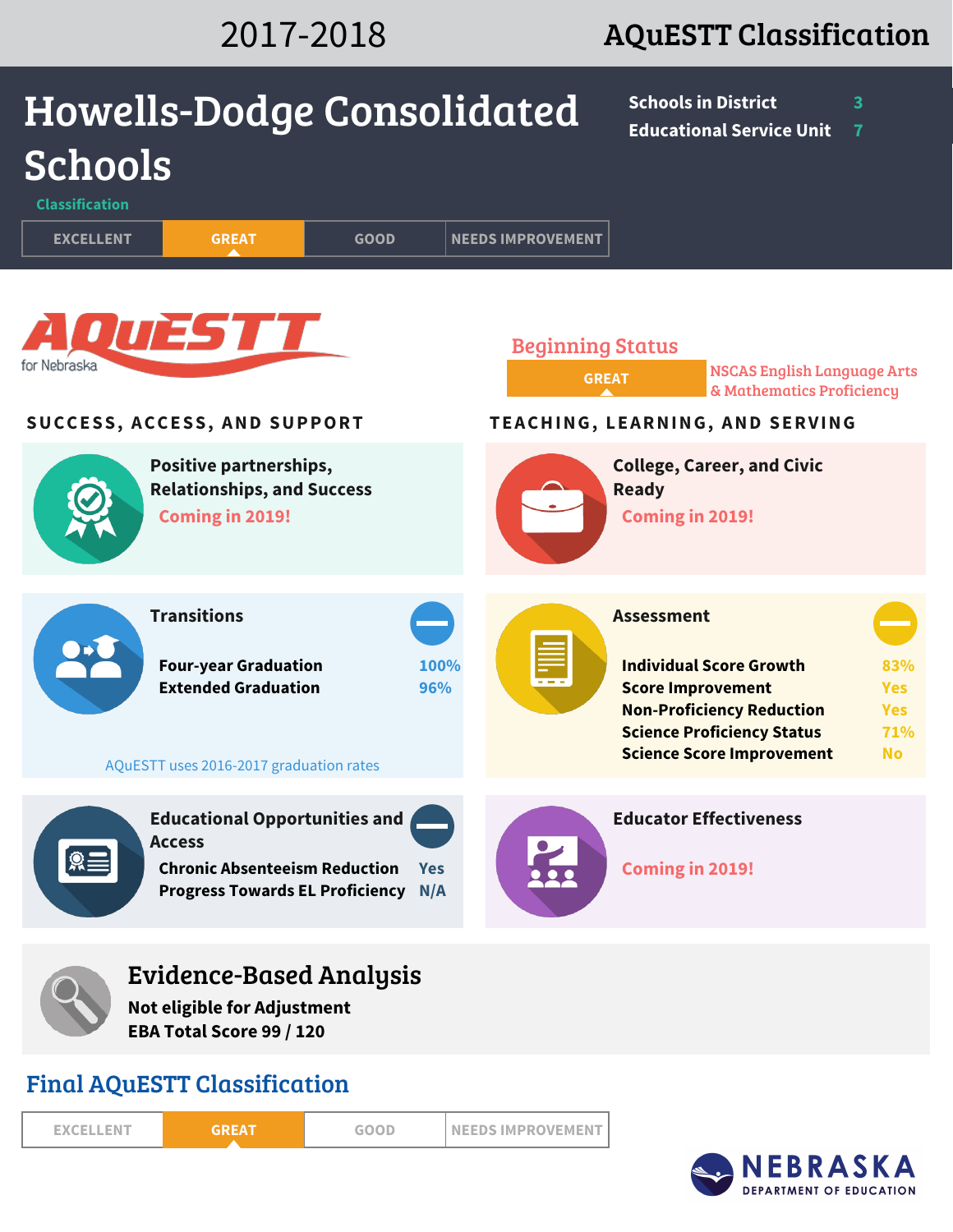2017-2018 **AQuESTT Classification**

# Howells-Dodge Consolidated Schools

| | |
|---|---|
| Schools in District | 3 |
| Educational Service Unit | 7 |

**Classification**

| EXCELLENT | **GREAT** | GOOD | NEEDS IMPROVEMENT |
|---|---|---|---|

AQuESTT for Nebraska

## Beginning Status

**GREAT** — NSCAS English Language Arts & Mathematics Proficiency

## SUCCESS, ACCESS, AND SUPPORT

### Positive partnerships, Relationships, and Success

Coming in 2019!

### Transitions

| | |
|---|---|
| Four-year Graduation | 100% |
| Extended Graduation | 96% |

AQuESTT uses 2016-2017 graduation rates

### Educational Opportunities and Access

| | |
|---|---|
| Chronic Absenteeism Reduction | Yes |
| Progress Towards EL Proficiency | N/A |

## TEACHING, LEARNING, AND SERVING

### College, Career, and Civic Ready

Coming in 2019!

### Assessment

| | |
|---|---|
| Individual Score Growth | 83% |
| Score Improvement | Yes |
| Non-Proficiency Reduction | Yes |
| Science Proficiency Status | 71% |
| Science Score Improvement | No |

### Educator Effectiveness

Coming in 2019!

## Evidence-Based Analysis

**Not eligible for Adjustment**

**EBA Total Score 99 / 120**

## Final AQuESTT Classification

| EXCELLENT | **GREAT** | GOOD | NEEDS IMPROVEMENT |
|---|---|---|---|

NEBRASKA DEPARTMENT OF EDUCATION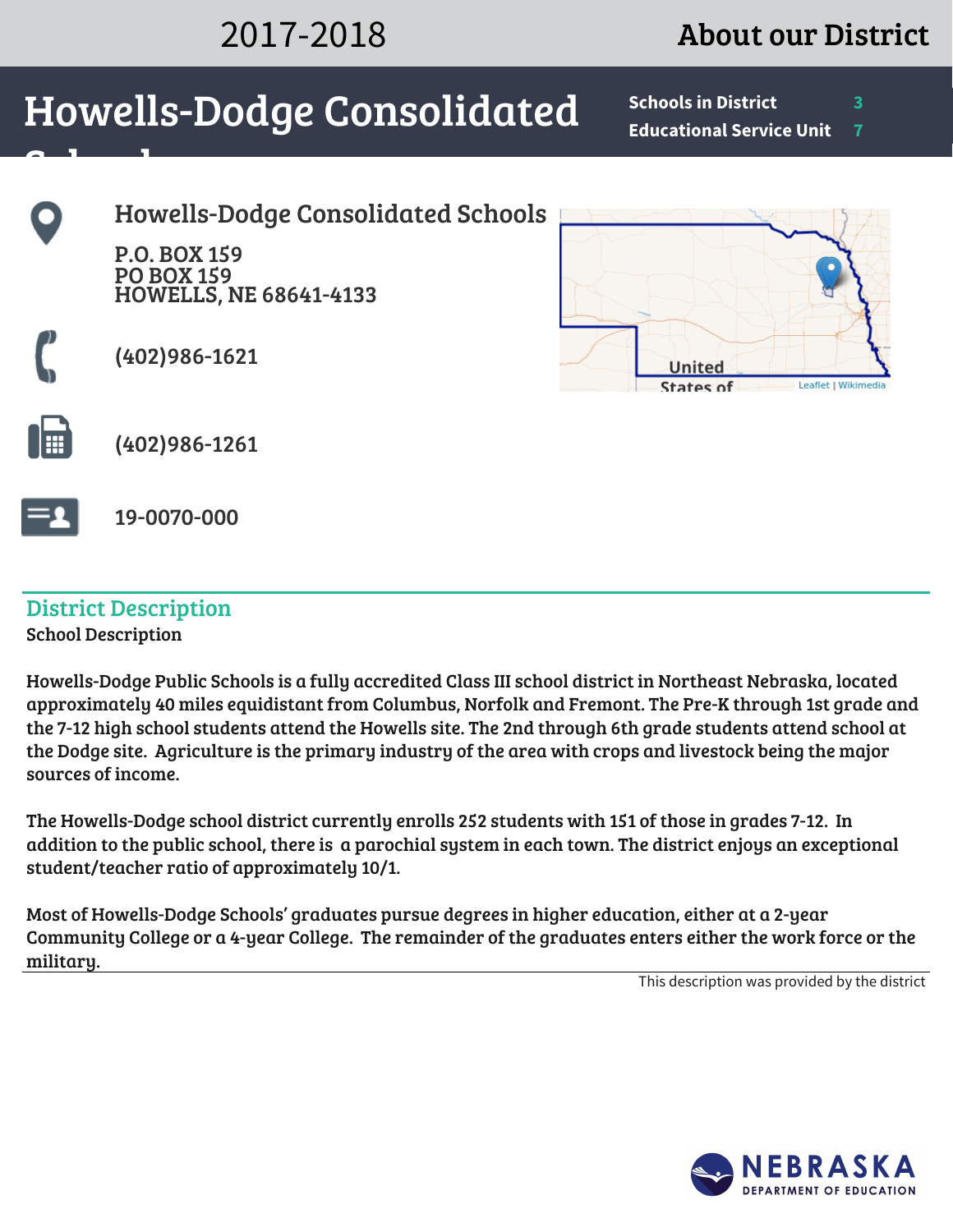2017-2018

# About our District

# Howells-Dodge Consolidated Schools

**Schools in District** 3

**Educational Service Unit** 7

## Howells-Dodge Consolidated Schools

**P.O. BOX 159**
**PO BOX 159**
**HOWELLS, NE 68641-4133**

**(402)986-1621**

**(402)986-1261**

**19-0070-000**

United States of

Leaflet | Wikimedia

## District Description

School Description

Howells-Dodge Public Schools is a fully accredited Class III school district in Northeast Nebraska, located approximately 40 miles equidistant from Columbus, Norfolk and Fremont. The Pre-K through 1st grade and the 7-12 high school students attend the Howells site. The 2nd through 6th grade students attend school at the Dodge site. Agriculture is the primary industry of the area with crops and livestock being the major sources of income.

The Howells-Dodge school district currently enrolls 252 students with 151 of those in grades 7-12. In addition to the public school, there is a parochial system in each town. The district enjoys an exceptional student/teacher ratio of approximately 10/1.

Most of Howells-Dodge Schools' graduates pursue degrees in higher education, either at a 2-year Community College or a 4-year College. The remainder of the graduates enters either the work force or the military.

This description was provided by the district

NEBRASKA DEPARTMENT OF EDUCATION